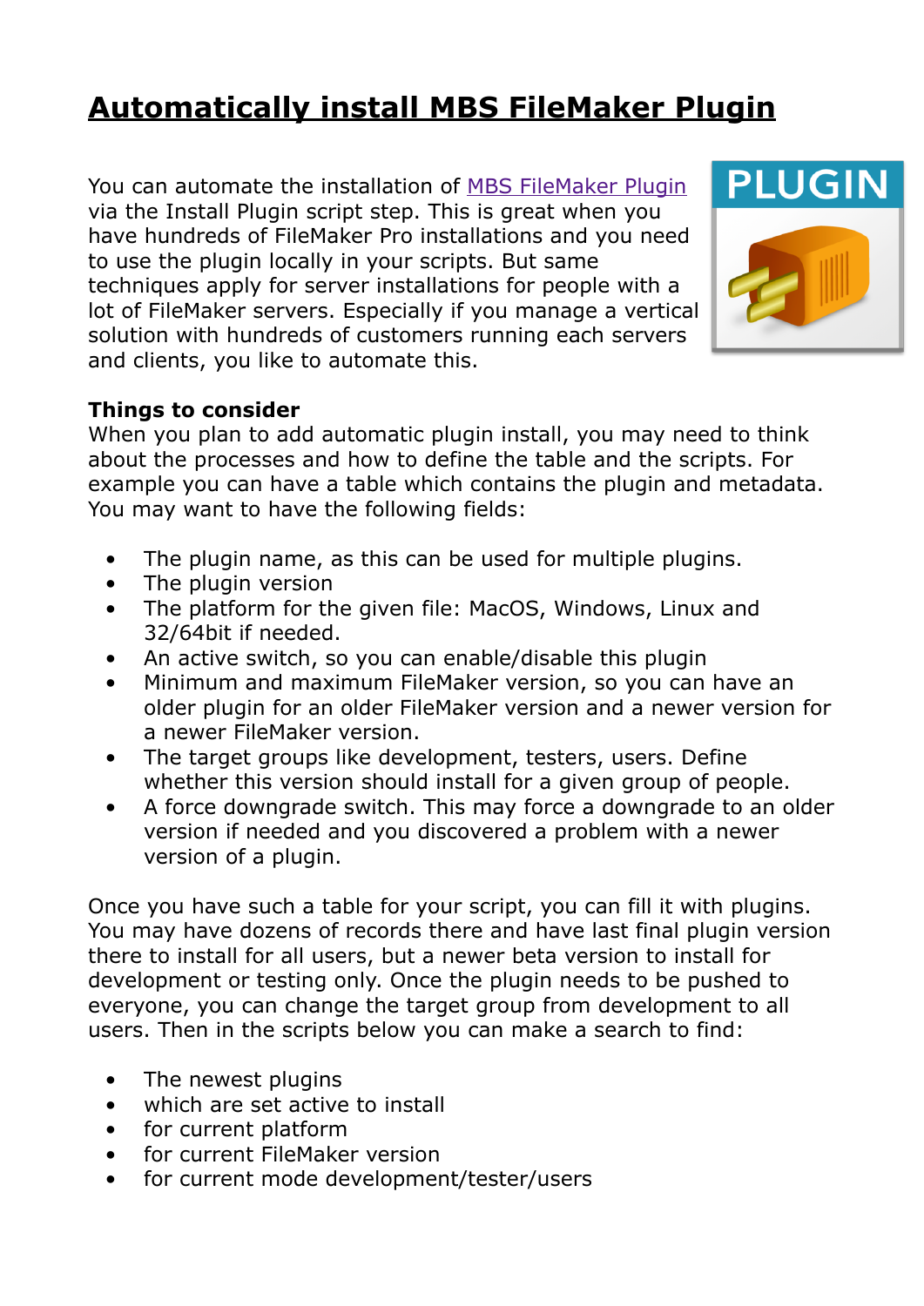# Automatically install MBS FileMaker Plugin

You can automate the installation of MBS FileMaker Plugin via the Install Plugin script step. This is great when you have hundreds of FileMaker Pro installations and you need to use the plugin locally in your scripts. But same techniques apply for server installations for people with a lot of FileMaker servers. Especially if you manage a vertical solution with hundreds of customers running each servers and clients, you like to automate this.

**Things to consider**

When you plan to add automatic plugin install, you may need to think about the processes and how to define the table and the scripts. For example you can have a table which contains the plugin and metadata. You may want to have the following fields:

- The plugin name, as this can be used for multiple plugins.
- The plugin version
- The platform for the given file: MacOS, Windows, Linux and 32/64bit if needed.
- An active switch, so you can enable/disable this plugin
- Minimum and maximum FileMaker version, so you can have an older plugin for an older FileMaker version and a newer version for a newer FileMaker version.
- The target groups like development, testers, users. Define whether this version should install for a given group of people.
- A force downgrade switch. This may force a downgrade to an older version if needed and you discovered a problem with a newer version of a plugin.

Once you have such a table for your script, you can fill it with plugins. You may have dozens of records there and have last final plugin version there to install for all users, but a newer beta version to install for development or testing only. Once the plugin needs to be pushed to everyone, you can change the target group from development to all users. Then in the scripts below you can make a search to find:

- The newest plugins
- which are set active to install
- for current platform
- for current FileMaker version
- for current mode development/tester/users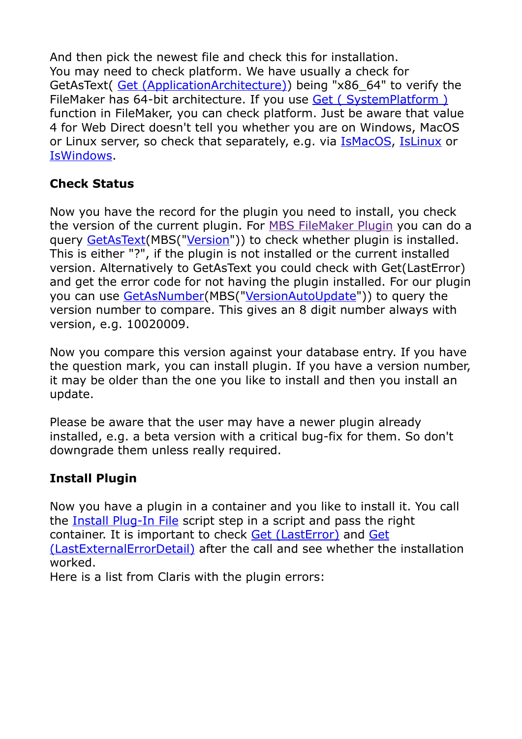And then pick the newest file and check this for installation.
You may need to check platform. We have usually a check for GetAsText( Get (ApplicationArchitecture)) being "x86_64" to verify the FileMaker has 64-bit architecture. If you use Get ( SystemPlatform ) function in FileMaker, you can check platform. Just be aware that value 4 for Web Direct doesn't tell you whether you are on Windows, MacOS or Linux server, so check that separately, e.g. via IsMacOS, IsLinux or IsWindows.

**Check Status**

Now you have the record for the plugin you need to install, you check the version of the current plugin. For MBS FileMaker Plugin you can do a query GetAsText(MBS("Version")) to check whether plugin is installed. This is either "?", if the plugin is not installed or the current installed version. Alternatively to GetAsText you could check with Get(LastError) and get the error code for not having the plugin installed. For our plugin you can use GetAsNumber(MBS("VersionAutoUpdate")) to query the version number to compare. This gives an 8 digit number always with version, e.g. 10020009.

Now you compare this version against your database entry. If you have the question mark, you can install plugin. If you have a version number, it may be older than the one you like to install and then you install an update.

Please be aware that the user may have a newer plugin already installed, e.g. a beta version with a critical bug-fix for them. So don't downgrade them unless really required.

**Install Plugin**

Now you have a plugin in a container and you like to install it. You call the Install Plug-In File script step in a script and pass the right container. It is important to check Get (LastError) and Get (LastExternalErrorDetail) after the call and see whether the installation worked.
Here is a list from Claris with the plugin errors: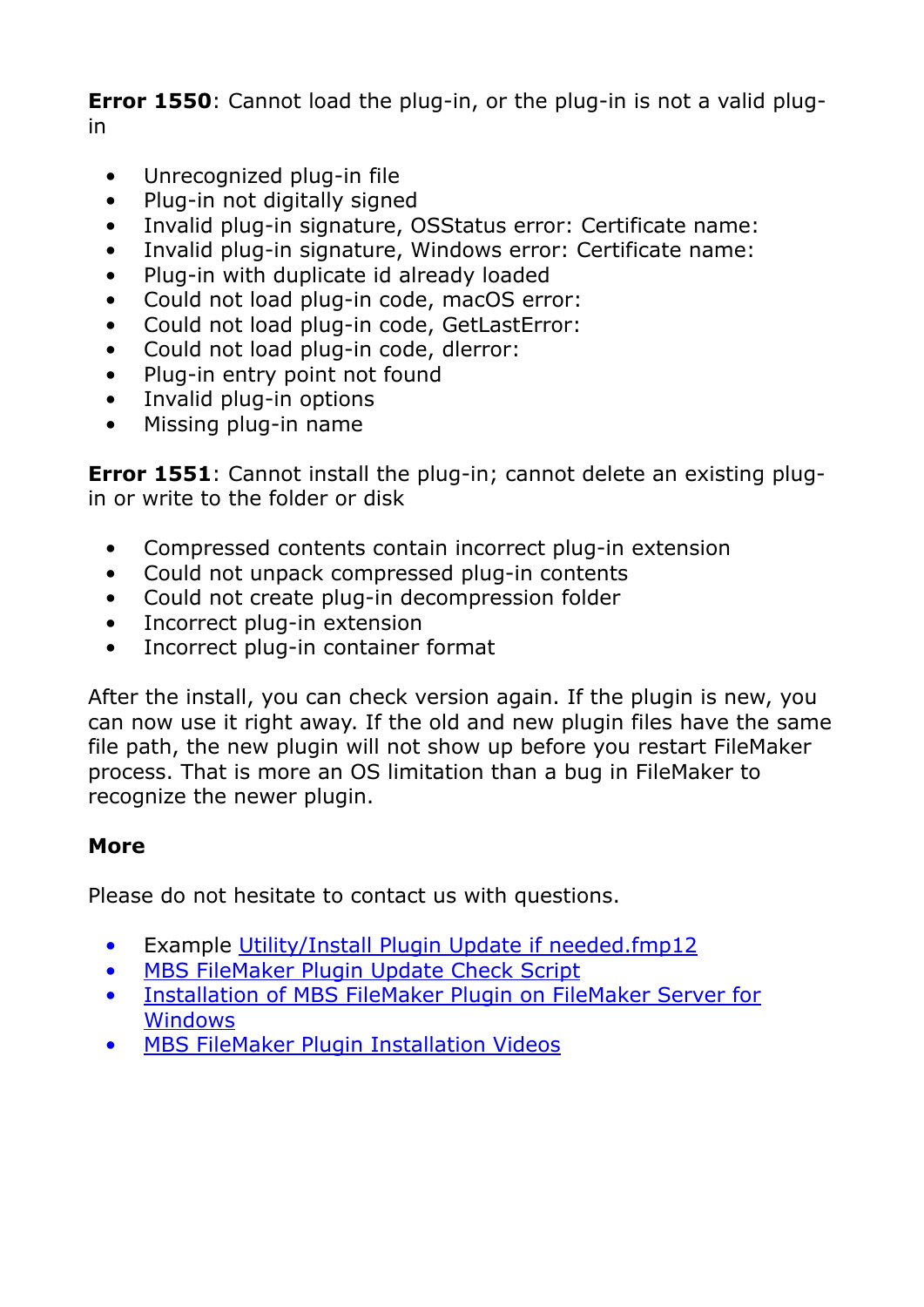**Error 1550**: Cannot load the plug-in, or the plug-in is not a valid plug-in

- Unrecognized plug-in file
- Plug-in not digitally signed
- Invalid plug-in signature, OSStatus error: Certificate name:
- Invalid plug-in signature, Windows error: Certificate name:
- Plug-in with duplicate id already loaded
- Could not load plug-in code, macOS error:
- Could not load plug-in code, GetLastError:
- Could not load plug-in code, dlerror:
- Plug-in entry point not found
- Invalid plug-in options
- Missing plug-in name

**Error 1551**: Cannot install the plug-in; cannot delete an existing plug-in or write to the folder or disk

- Compressed contents contain incorrect plug-in extension
- Could not unpack compressed plug-in contents
- Could not create plug-in decompression folder
- Incorrect plug-in extension
- Incorrect plug-in container format

After the install, you can check version again. If the plugin is new, you can now use it right away. If the old and new plugin files have the same file path, the new plugin will not show up before you restart FileMaker process. That is more an OS limitation than a bug in FileMaker to recognize the newer plugin.

**More**

Please do not hesitate to contact us with questions.

- Example Utility/Install Plugin Update if needed.fmp12
- MBS FileMaker Plugin Update Check Script
- Installation of MBS FileMaker Plugin on FileMaker Server for Windows
- MBS FileMaker Plugin Installation Videos